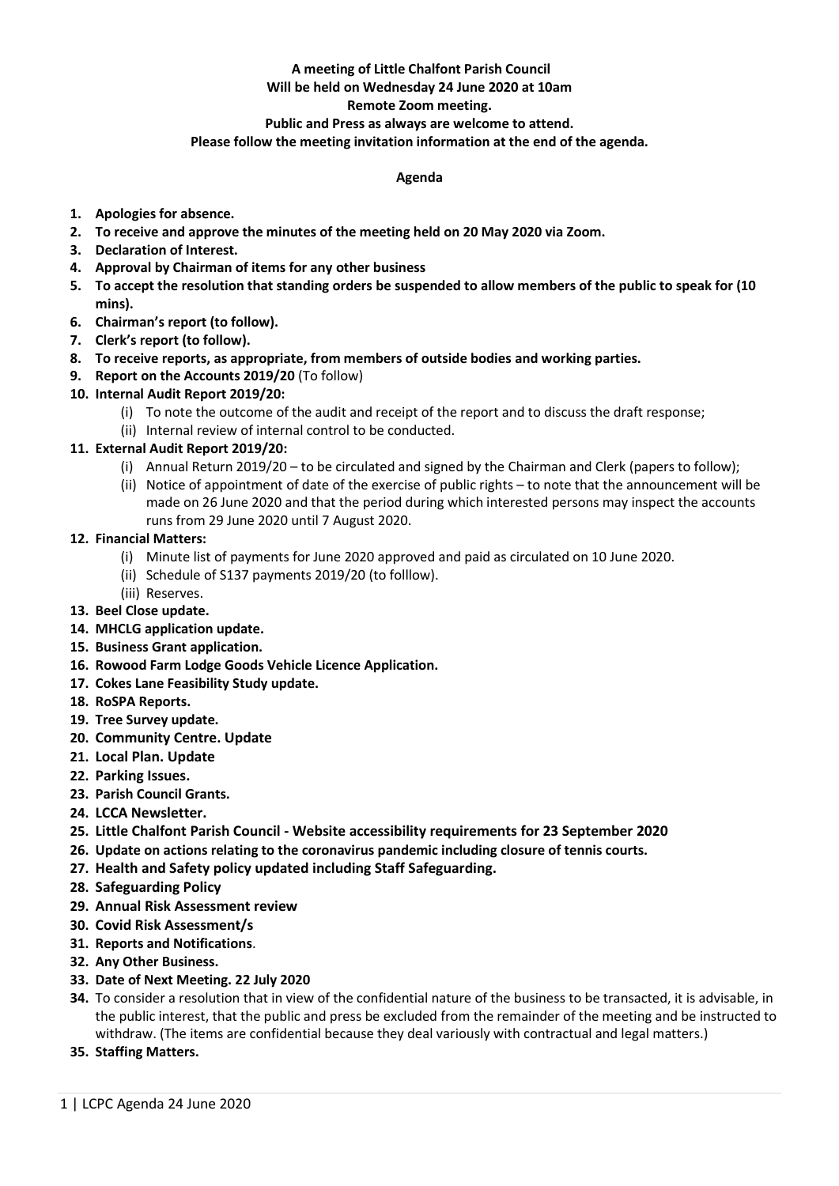**A meeting of Little Chalfont Parish Council**
**Will be held on Wednesday 24 June 2020 at 10am**
**Remote Zoom meeting.**
**Public and Press as always are welcome to attend.**
**Please follow the meeting invitation information at the end of the agenda.**

**Agenda**

1. **Apologies for absence.**
2. **To receive and approve the minutes of the meeting held on 20 May 2020 via Zoom.**
3. **Declaration of Interest.**
4. **Approval by Chairman of items for any other business**
5. **To accept the resolution that standing orders be suspended to allow members of the public to speak for (10 mins).**
6. **Chairman's report (to follow).**
7. **Clerk's report (to follow).**
8. **To receive reports, as appropriate, from members of outside bodies and working parties.**
9. **Report on the Accounts 2019/20** (To follow)
10. **Internal Audit Report 2019/20:**
    (i) To note the outcome of the audit and receipt of the report and to discuss the draft response;
    (ii) Internal review of internal control to be conducted.
11. **External Audit Report 2019/20:**
    (i) Annual Return 2019/20 – to be circulated and signed by the Chairman and Clerk (papers to follow);
    (ii) Notice of appointment of date of the exercise of public rights – to note that the announcement will be made on 26 June 2020 and that the period during which interested persons may inspect the accounts runs from 29 June 2020 until 7 August 2020.
12. **Financial Matters:**
    (i) Minute list of payments for June 2020 approved and paid as circulated on 10 June 2020.
    (ii) Schedule of S137 payments 2019/20 (to folllow).
    (iii) Reserves.
13. **Beel Close update.**
14. **MHCLG application update.**
15. **Business Grant application.**
16. **Rowood Farm Lodge Goods Vehicle Licence Application.**
17. **Cokes Lane Feasibility Study update.**
18. **RoSPA Reports.**
19. **Tree Survey update.**
20. **Community Centre. Update**
21. **Local Plan. Update**
22. **Parking Issues.**
23. **Parish Council Grants.**
24. **LCCA Newsletter.**
25. **Little Chalfont Parish Council - Website accessibility requirements for 23 September 2020**
26. **Update on actions relating to the coronavirus pandemic including closure of tennis courts.**
27. **Health and Safety policy updated including Staff Safeguarding.**
28. **Safeguarding Policy**
29. **Annual Risk Assessment review**
30. **Covid Risk Assessment/s**
31. **Reports and Notifications**.
32. **Any Other Business.**
33. **Date of Next Meeting. 22 July 2020**
34. To consider a resolution that in view of the confidential nature of the business to be transacted, it is advisable, in the public interest, that the public and press be excluded from the remainder of the meeting and be instructed to withdraw. (The items are confidential because they deal variously with contractual and legal matters.)
35. **Staffing Matters.**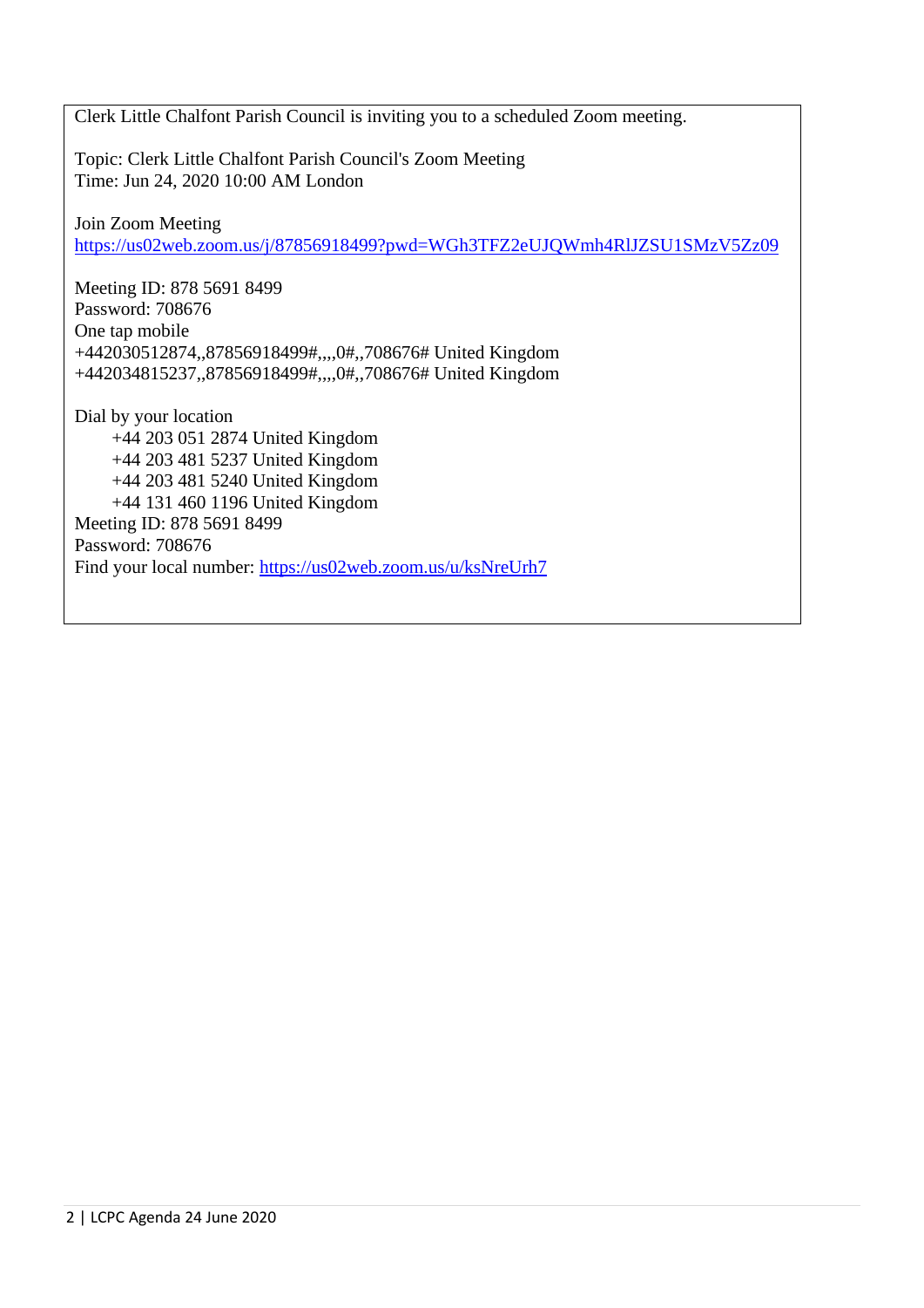Clerk Little Chalfont Parish Council is inviting you to a scheduled Zoom meeting.

Topic: Clerk Little Chalfont Parish Council's Zoom Meeting  
Time: Jun 24, 2020 10:00 AM London

Join Zoom Meeting  
https://us02web.zoom.us/j/87856918499?pwd=WGh3TFZ2eUJQWmh4RlJZSU1SMzV5Zz09

Meeting ID: 878 5691 8499  
Password: 708676  
One tap mobile  
+442030512874,,87856918499#,,,,0#,,708676# United Kingdom  
+442034815237,,87856918499#,,,,0#,,708676# United Kingdom

Dial by your location  
+44 203 051 2874 United Kingdom  
+44 203 481 5237 United Kingdom  
+44 203 481 5240 United Kingdom  
+44 131 460 1196 United Kingdom  
Meeting ID: 878 5691 8499  
Password: 708676  
Find your local number: https://us02web.zoom.us/u/ksNreUrh7